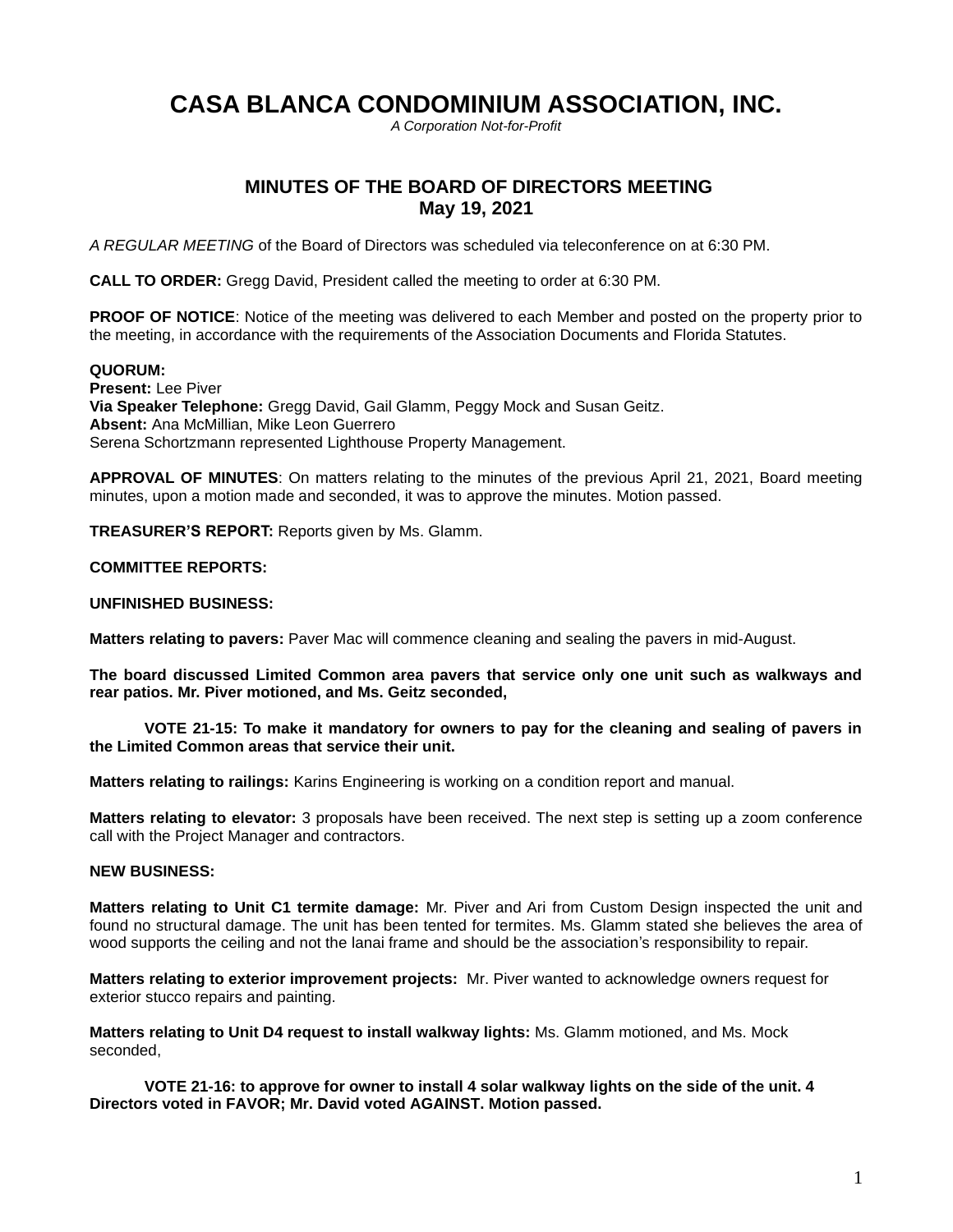# CASA BLANCA CONDOMINIUM ASSOCIATION, INC.

*A Corporation Not-for-Profit*

## MINUTES OF THE BOARD OF DIRECTORS MEETING
## May 19, 2021

*A REGULAR MEETING* of the Board of Directors was scheduled via teleconference on at 6:30 PM.

**CALL TO ORDER:** Gregg David, President called the meeting to order at 6:30 PM.

**PROOF OF NOTICE**: Notice of the meeting was delivered to each Member and posted on the property prior to the meeting, in accordance with the requirements of the Association Documents and Florida Statutes.

**QUORUM:**
**Present:** Lee Piver
**Via Speaker Telephone:** Gregg David, Gail Glamm, Peggy Mock and Susan Geitz.
**Absent:** Ana McMillian, Mike Leon Guerrero
Serena Schortzmann represented Lighthouse Property Management.

**APPROVAL OF MINUTES**: On matters relating to the minutes of the previous April 21, 2021, Board meeting minutes, upon a motion made and seconded, it was to approve the minutes. Motion passed.

**TREASURER'S REPORT:** Reports given by Ms. Glamm.

**COMMITTEE REPORTS:**

**UNFINISHED BUSINESS:**

**Matters relating to pavers:** Paver Mac will commence cleaning and sealing the pavers in mid-August.

**The board discussed Limited Common area pavers that service only one unit such as walkways and rear patios. Mr. Piver motioned, and Ms. Geitz seconded,**

**VOTE 21-15: To make it mandatory for owners to pay for the cleaning and sealing of pavers in the Limited Common areas that service their unit.**

**Matters relating to railings:** Karins Engineering is working on a condition report and manual.

**Matters relating to elevator:** 3 proposals have been received. The next step is setting up a zoom conference call with the Project Manager and contractors.

**NEW BUSINESS:**

**Matters relating to Unit C1 termite damage:** Mr. Piver and Ari from Custom Design inspected the unit and found no structural damage. The unit has been tented for termites. Ms. Glamm stated she believes the area of wood supports the ceiling and not the lanai frame and should be the association's responsibility to repair.

**Matters relating to exterior improvement projects:** Mr. Piver wanted to acknowledge owners request for exterior stucco repairs and painting.

**Matters relating to Unit D4 request to install walkway lights:** Ms. Glamm motioned, and Ms. Mock seconded,

**VOTE 21-16: to approve for owner to install 4 solar walkway lights on the side of the unit. 4 Directors voted in FAVOR; Mr. David voted AGAINST. Motion passed.**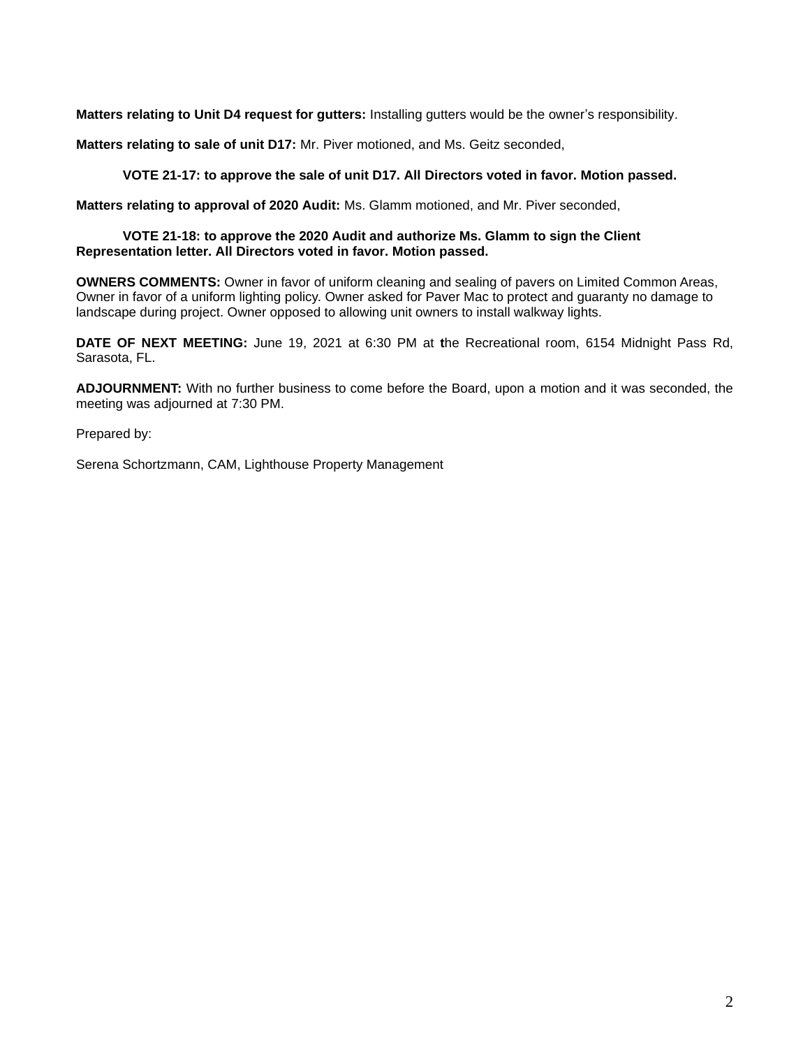**Matters relating to Unit D4 request for gutters:** Installing gutters would be the owner's responsibility.

**Matters relating to sale of unit D17:** Mr. Piver motioned, and Ms. Geitz seconded,

**VOTE 21-17: to approve the sale of unit D17. All Directors voted in favor. Motion passed.**

**Matters relating to approval of 2020 Audit:** Ms. Glamm motioned, and Mr. Piver seconded,

**VOTE 21-18: to approve the 2020 Audit and authorize Ms. Glamm to sign the Client Representation letter. All Directors voted in favor. Motion passed.**

**OWNERS COMMENTS:** Owner in favor of uniform cleaning and sealing of pavers on Limited Common Areas, Owner in favor of a uniform lighting policy. Owner asked for Paver Mac to protect and guaranty no damage to landscape during project. Owner opposed to allowing unit owners to install walkway lights.

**DATE OF NEXT MEETING:** June 19, 2021 at 6:30 PM at the Recreational room, 6154 Midnight Pass Rd, Sarasota, FL.

**ADJOURNMENT:** With no further business to come before the Board, upon a motion and it was seconded, the meeting was adjourned at 7:30 PM.

Prepared by:

Serena Schortzmann, CAM, Lighthouse Property Management